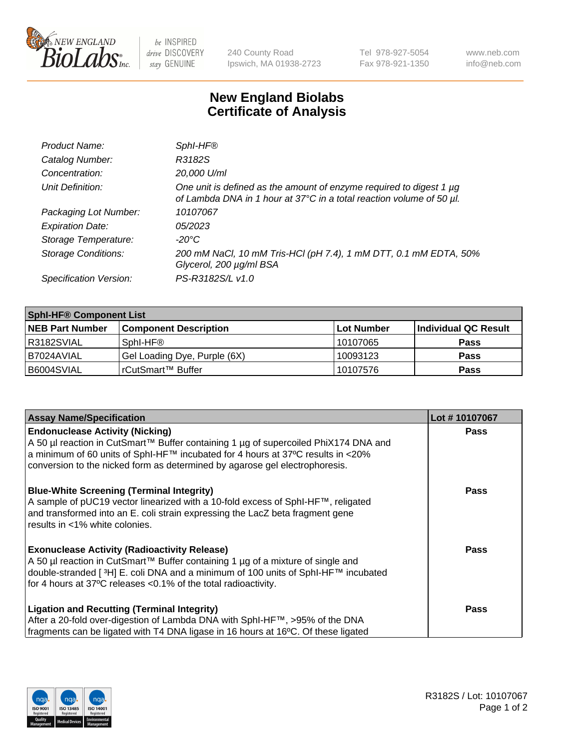# New England Biolabs Certificate of Analysis

| | |
|---|---|
| *Product Name:* | *SphI-HF®* |
| *Catalog Number:* | *R3182S* |
| *Concentration:* | *20,000 U/ml* |
| *Unit Definition:* | *One unit is defined as the amount of enzyme required to digest 1 µg of Lambda DNA in 1 hour at 37°C in a total reaction volume of 50 µl.* |
| *Packaging Lot Number:* | *10107067* |
| *Expiration Date:* | *05/2023* |
| *Storage Temperature:* | *-20°C* |
| *Storage Conditions:* | *200 mM NaCl, 10 mM Tris-HCl (pH 7.4), 1 mM DTT, 0.1 mM EDTA, 50% Glycerol, 200 µg/ml BSA* |
| *Specification Version:* | *PS-R3182S/L v1.0* |

| **SphI-HF® Component List** | | | |
|---|---|---|---|
| **NEB Part Number** | **Component Description** | **Lot Number** | **Individual QC Result** |
| R3182SVIAL | SphI-HF® | 10107065 | **Pass** |
| B7024AVIAL | Gel Loading Dye, Purple (6X) | 10093123 | **Pass** |
| B6004SVIAL | rCutSmart™ Buffer | 10107576 | **Pass** |

| **Assay Name/Specification** | **Lot # 10107067** |
|---|---|
| **Endonuclease Activity (Nicking)**<br>A 50 µl reaction in CutSmart™ Buffer containing 1 µg of supercoiled PhiX174 DNA and a minimum of 60 units of SphI-HF™ incubated for 4 hours at 37ºC results in <20% conversion to the nicked form as determined by agarose gel electrophoresis. | **Pass** |
| **Blue-White Screening (Terminal Integrity)**<br>A sample of pUC19 vector linearized with a 10-fold excess of SphI-HF™, religated and transformed into an E. coli strain expressing the LacZ beta fragment gene results in <1% white colonies. | **Pass** |
| **Exonuclease Activity (Radioactivity Release)**<br>A 50 µl reaction in CutSmart™ Buffer containing 1 µg of a mixture of single and double-stranded [ $^3$H] E. coli DNA and a minimum of 100 units of SphI-HF™ incubated for 4 hours at 37ºC releases <0.1% of the total radioactivity. | **Pass** |
| **Ligation and Recutting (Terminal Integrity)**<br>After a 20-fold over-digestion of Lambda DNA with SphI-HF™, >95% of the DNA fragments can be ligated with T4 DNA ligase in 16 hours at 16ºC. Of these ligated | **Pass** |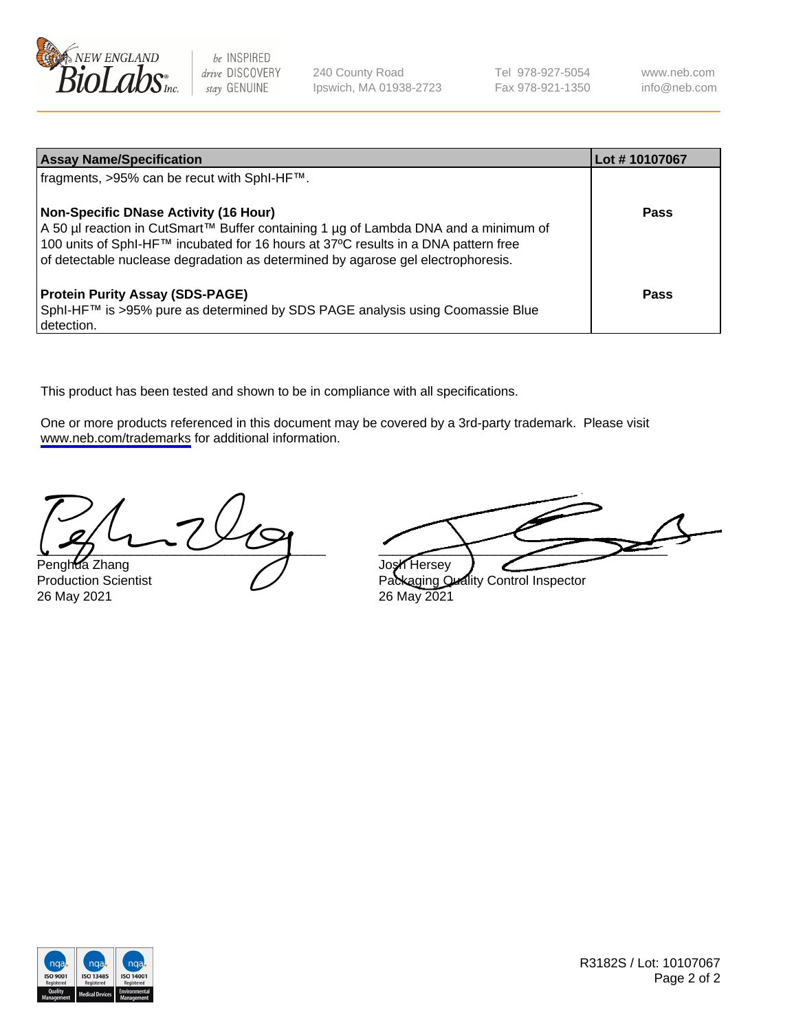| Assay Name/Specification | Lot # 10107067 |
| --- | --- |
| fragments, >95% can be recut with SphI-HF™. | |
| **Non-Specific DNase Activity (16 Hour)**<br>A 50 µl reaction in CutSmart™ Buffer containing 1 µg of Lambda DNA and a minimum of 100 units of SphI-HF™ incubated for 16 hours at 37ºC results in a DNA pattern free of detectable nuclease degradation as determined by agarose gel electrophoresis. | **Pass** |
| **Protein Purity Assay (SDS-PAGE)**<br>SphI-HF™ is >95% pure as determined by SDS PAGE analysis using Coomassie Blue detection. | **Pass** |

This product has been tested and shown to be in compliance with all specifications.

One or more products referenced in this document may be covered by a 3rd-party trademark. Please visit www.neb.com/trademarks for additional information.

Penghua Zhang
Production Scientist
26 May 2021

Josh Hersey
Packaging Quality Control Inspector
26 May 2021

R3182S / Lot: 10107067